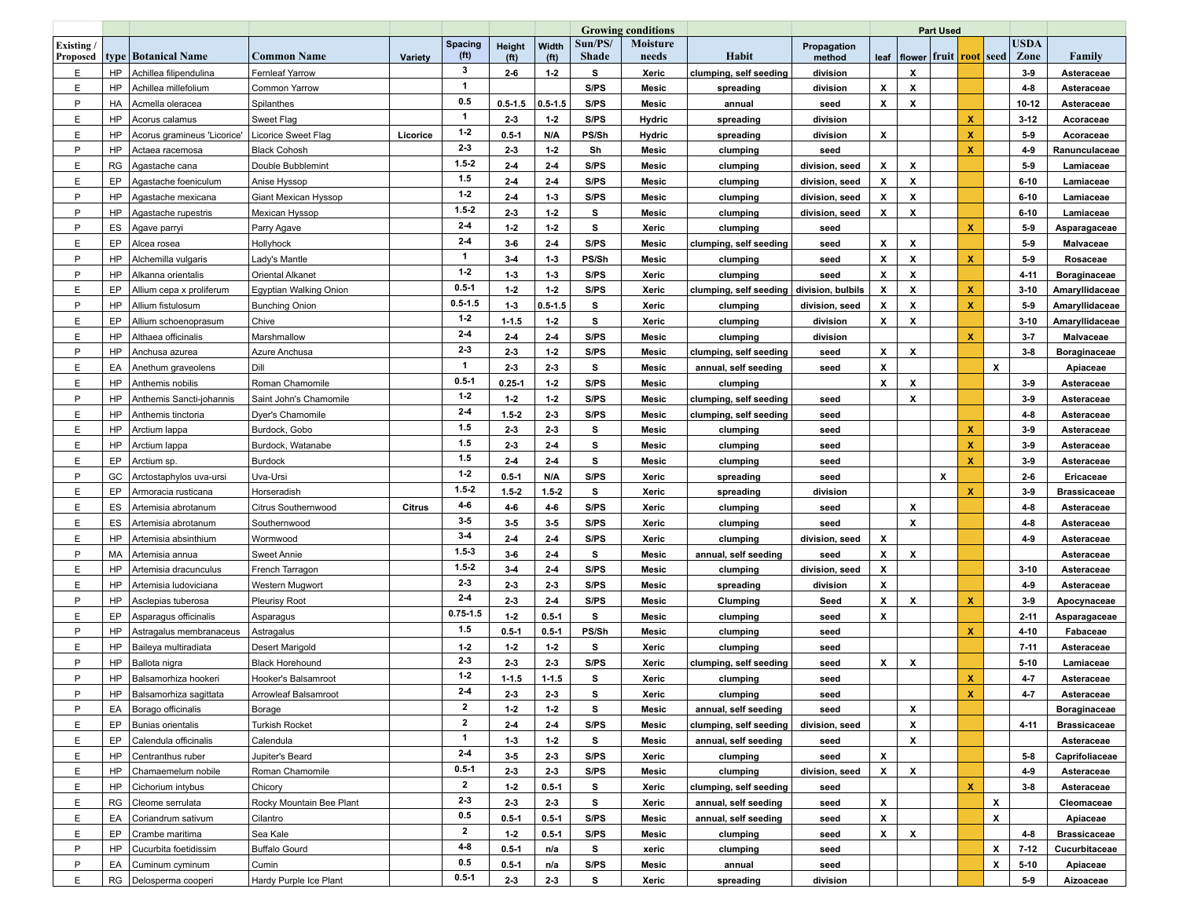| | | | | | | | | Growing conditions | | | | Part Used | | | | | | |
|---|---|---|---|---|---|---|---|---|---|---|---|---|---|---|---|---|---|---|
| Existing / Proposed | type | Botanical Name | Common Name | Variety | Spacing (ft) | Height (ft) | Width (ft) | Sun/PS/ Shade | Moisture needs | Habit | Propagation method | leaf | flower | fruit | root | seed | USDA Zone | Family |
| E | HP | Achillea filipendulina | Fernleaf Yarrow | | 3 | 2-6 | 1-2 | S | Xeric | clumping, self seeding | division | | X | | | | 3-9 | Asteraceae |
| E | HP | Achillea millefolium | Common Yarrow | | 1 | | | S/PS | Mesic | spreading | division | X | X | | | | 4-8 | Asteraceae |
| P | HA | Acmella oleracea | Spilanthes | | 0.5 | 0.5-1.5 | 0.5-1.5 | S/PS | Mesic | annual | seed | X | X | | | | 10-12 | Asteraceae |
| E | HP | Acorus calamus | Sweet Flag | | 1 | 2-3 | 1-2 | S/PS | Hydric | spreading | division | | | | X | | 3-12 | Acoraceae |
| E | HP | Acorus gramineus 'Licorice' | Licorice Sweet Flag | Licorice | 1-2 | 0.5-1 | N/A | PS/Sh | Hydric | spreading | division | X | | | X | | 5-9 | Acoraceae |
| P | HP | Actaea racemosa | Black Cohosh | | 2-3 | 2-3 | 1-2 | Sh | Mesic | clumping | seed | | | | X | | 4-9 | Ranunculaceae |
| E | RG | Agastache cana | Double Bubblemint | | 1.5-2 | 2-4 | 2-4 | S/PS | Mesic | clumping | division, seed | X | X | | | | 5-9 | Lamiaceae |
| E | EP | Agastache foeniculum | Anise Hyssop | | 1.5 | 2-4 | 2-4 | S/PS | Mesic | clumping | division, seed | X | X | | | | 6-10 | Lamiaceae |
| P | HP | Agastache mexicana | Giant Mexican Hyssop | | 1-2 | 2-4 | 1-3 | S/PS | Mesic | clumping | division, seed | X | X | | | | 6-10 | Lamiaceae |
| P | HP | Agastache rupestris | Mexican Hyssop | | 1.5-2 | 2-3 | 1-2 | S | Mesic | clumping | division, seed | X | X | | | | 6-10 | Lamiaceae |
| P | ES | Agave parryi | Parry Agave | | 2-4 | 1-2 | 1-2 | S | Xeric | clumping | seed | | | | X | | 5-9 | Asparagaceae |
| E | EP | Alcea rosea | Hollyhock | | 2-4 | 3-6 | 2-4 | S/PS | Mesic | clumping, self seeding | seed | X | X | | | | 5-9 | Malvaceae |
| P | HP | Alchemilla vulgaris | Lady's Mantle | | 1 | 3-4 | 1-3 | PS/Sh | Mesic | clumping | seed | X | X | | X | | 5-9 | Rosaceae |
| P | HP | Alkanna orientalis | Oriental Alkanet | | 1-2 | 1-3 | 1-3 | S/PS | Xeric | clumping | seed | X | X | | | | 4-11 | Boraginaceae |
| E | EP | Allium cepa x proliferum | Egyptian Walking Onion | | 0.5-1 | 1-2 | 1-2 | S/PS | Xeric | clumping, self seeding | division, bulbils | X | X | | X | | 3-10 | Amaryllidaceae |
| P | HP | Allium fistulosum | Bunching Onion | | 0.5-1.5 | 1-3 | 0.5-1.5 | S | Xeric | clumping | division, seed | X | X | | X | | 5-9 | Amaryllidaceae |
| E | EP | Allium schoenoprasum | Chive | | 1-2 | 1-1.5 | 1-2 | S | Xeric | clumping | division | X | X | | | | 3-10 | Amaryllidaceae |
| E | HP | Althaea officinalis | Marshmallow | | 2-4 | 2-4 | 2-4 | S/PS | Mesic | clumping | division | | | | X | | 3-7 | Malvaceae |
| P | HP | Anchusa azurea | Azure Anchusa | | 2-3 | 2-3 | 1-2 | S/PS | Mesic | clumping, self seeding | seed | X | X | | | | 3-8 | Boraginaceae |
| E | EA | Anethum graveolens | Dill | | 1 | 2-3 | 2-3 | S | Mesic | annual, self seeding | seed | X | | | | X | | Apiaceae |
| E | HP | Anthemis nobilis | Roman Chamomile | | 0.5-1 | 0.25-1 | 1-2 | S/PS | Mesic | clumping | | X | X | | | | 3-9 | Asteraceae |
| P | HP | Anthemis Sancti-johannis | Saint John's Chamomile | | 1-2 | 1-2 | 1-2 | S/PS | Mesic | clumping, self seeding | seed | | X | | | | 3-9 | Asteraceae |
| E | HP | Anthemis tinctoria | Dyer's Chamomile | | 2-4 | 1.5-2 | 2-3 | S/PS | Mesic | clumping, self seeding | seed | | | | | | 4-8 | Asteraceae |
| E | HP | Arctium lappa | Burdock, Gobo | | 1.5 | 2-3 | 2-3 | S | Mesic | clumping | seed | | | | X | | 3-9 | Asteraceae |
| E | HP | Arctium lappa | Burdock, Watanabe | | 1.5 | 2-3 | 2-4 | S | Mesic | clumping | seed | | | | X | | 3-9 | Asteraceae |
| E | EP | Arctium sp. | Burdock | | 1.5 | 2-4 | 2-4 | S | Mesic | clumping | seed | | | | X | | 3-9 | Asteraceae |
| P | GC | Arctostaphylos uva-ursi | Uva-Ursi | | 1-2 | 0.5-1 | N/A | S/PS | Xeric | spreading | seed | | | X | | | 2-6 | Ericaceae |
| E | EP | Armoracia rusticana | Horseradish | | 1.5-2 | 1.5-2 | 1.5-2 | S | Xeric | spreading | division | | | | X | | 3-9 | Brassicaceae |
| E | ES | Artemisia abrotanum | Citrus Southernwood | Citrus | 4-6 | 4-6 | 4-6 | S/PS | Xeric | clumping | seed | | X | | | | 4-8 | Asteraceae |
| E | ES | Artemisia abrotanum | Southernwood | | 3-5 | 3-5 | 3-5 | S/PS | Xeric | clumping | seed | | X | | | | 4-8 | Asteraceae |
| E | HP | Artemisia absinthium | Wormwood | | 3-4 | 2-4 | 2-4 | S/PS | Xeric | clumping | division, seed | X | | | | | 4-9 | Asteraceae |
| P | MA | Artemisia annua | Sweet Annie | | 1.5-3 | 3-6 | 2-4 | S | Mesic | annual, self seeding | seed | X | X | | | | | Asteraceae |
| E | HP | Artemisia dracunculus | French Tarragon | | 1.5-2 | 3-4 | 2-4 | S/PS | Mesic | clumping | division, seed | X | | | | | 3-10 | Asteraceae |
| E | HP | Artemisia ludoviciana | Western Mugwort | | 2-3 | 2-3 | 2-3 | S/PS | Mesic | spreading | division | X | | | | | 4-9 | Asteraceae |
| P | HP | Asclepias tuberosa | Pleurisy Root | | 2-4 | 2-3 | 2-4 | S/PS | Mesic | Clumping | Seed | X | X | | X | | 3-9 | Apocynaceae |
| E | EP | Asparagus officinalis | Asparagus | | 0.75-1.5 | 1-2 | 0.5-1 | S | Mesic | clumping | seed | X | | | | | 2-11 | Asparagaceae |
| P | HP | Astragalus membranaceus | Astragalus | | 1.5 | 0.5-1 | 0.5-1 | PS/Sh | Mesic | clumping | seed | | | | X | | 4-10 | Fabaceae |
| E | HP | Baileya multiradiata | Desert Marigold | | 1-2 | 1-2 | 1-2 | S | Xeric | clumping | seed | | | | | | 7-11 | Asteraceae |
| P | HP | Ballota nigra | Black Horehound | | 2-3 | 2-3 | 2-3 | S/PS | Xeric | clumping, self seeding | seed | X | X | | | | 5-10 | Lamiaceae |
| P | HP | Balsamorhiza hookeri | Hooker's Balsamroot | | 1-2 | 1-1.5 | 1-1.5 | S | Xeric | clumping | seed | | | | X | | 4-7 | Asteraceae |
| P | HP | Balsamorhiza sagittata | Arrowleaf Balsamroot | | 2-4 | 2-3 | 2-3 | S | Xeric | clumping | seed | | | | X | | 4-7 | Asteraceae |
| P | EA | Borago officinalis | Borage | | 2 | 1-2 | 1-2 | S | Mesic | annual, self seeding | seed | | X | | | | | Boraginaceae |
| E | EP | Bunias orientalis | Turkish Rocket | | 2 | 2-4 | 2-4 | S/PS | Mesic | clumping, self seeding | division, seed | | X | | | | 4-11 | Brassicaceae |
| E | EP | Calendula officinalis | Calendula | | 1 | 1-3 | 1-2 | S | Mesic | annual, self seeding | seed | | X | | | | | Asteraceae |
| E | HP | Centranthus ruber | Jupiter's Beard | | 2-4 | 3-5 | 2-3 | S/PS | Xeric | clumping | seed | X | | | | | 5-8 | Caprifoliaceae |
| E | HP | Chamaemelum nobile | Roman Chamomile | | 0.5-1 | 2-3 | 2-3 | S/PS | Mesic | clumping | division, seed | X | X | | | | 4-9 | Asteraceae |
| E | HP | Cichorium intybus | Chicory | | 2 | 1-2 | 0.5-1 | S | Xeric | clumping, self seeding | seed | | | | X | | 3-8 | Asteraceae |
| E | RG | Cleome serrulata | Rocky Mountain Bee Plant | | 2-3 | 2-3 | 2-3 | S | Xeric | annual, self seeding | seed | X | | | | X | | Cleomaceae |
| E | EA | Coriandrum sativum | Cilantro | | 0.5 | 0.5-1 | 0.5-1 | S/PS | Mesic | annual, self seeding | seed | X | | | | X | | Apiaceae |
| E | EP | Crambe maritima | Sea Kale | | 2 | 1-2 | 0.5-1 | S/PS | Mesic | clumping | seed | X | X | | | | 4-8 | Brassicaceae |
| P | HP | Cucurbita foetidissim | Buffalo Gourd | | 4-8 | 0.5-1 | n/a | S | xeric | clumping | seed | | | | | X | 7-12 | Cucurbitaceae |
| P | EA | Cuminum cyminum | Cumin | | 0.5 | 0.5-1 | n/a | S/PS | Mesic | annual | seed | | | | | X | 5-10 | Apiaceae |
| E | RG | Delosperma cooperi | Hardy Purple Ice Plant | | 0.5-1 | 2-3 | 2-3 | S | Xeric | spreading | division | | | | | | 5-9 | Aizoaceae |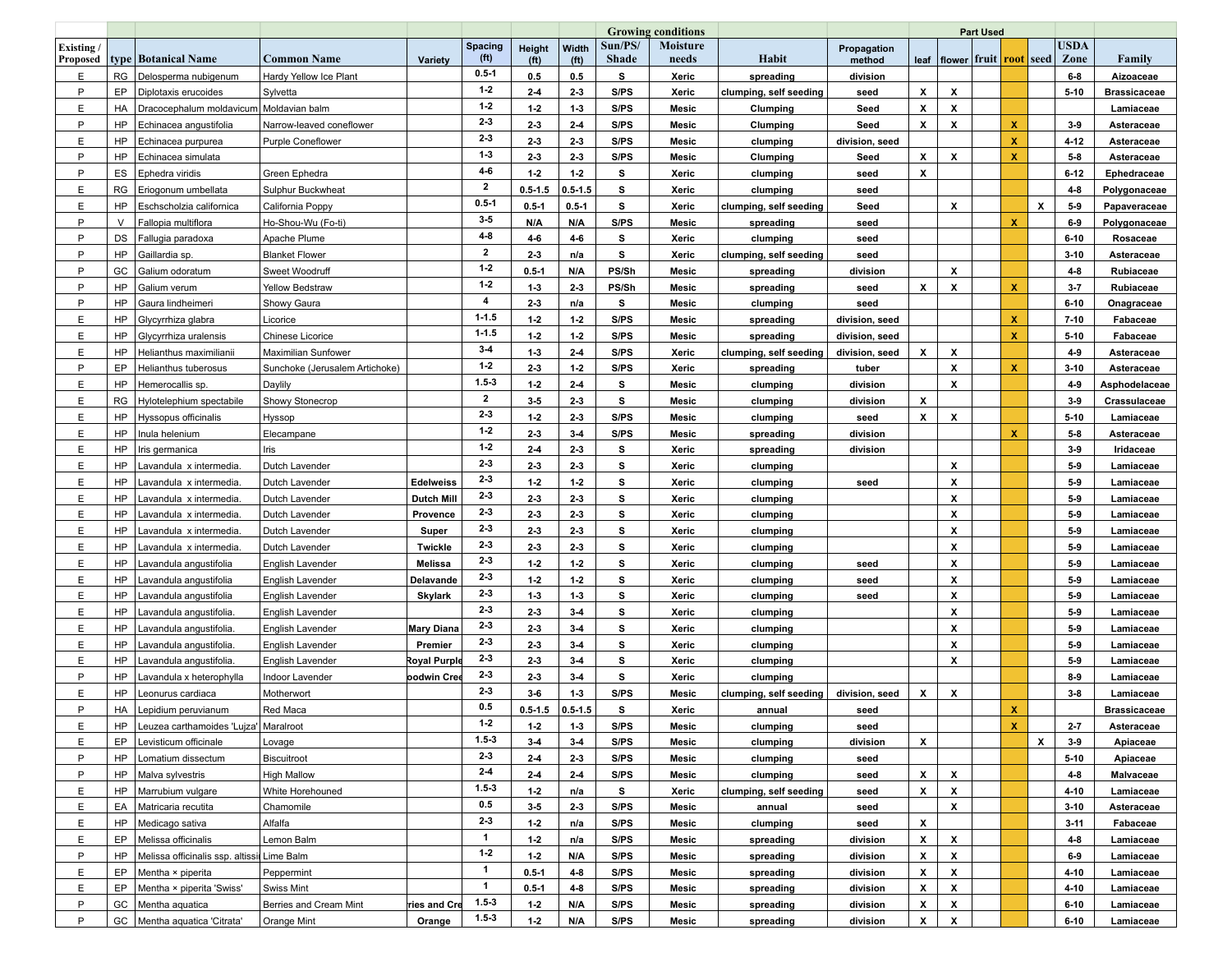| | | | | | | | | Growing conditions | | | | Part Used | | | | | | |
|---|---|---|---|---|---|---|---|---|---|---|---|---|---|---|---|---|---|---|
| Existing / Proposed | type | Botanical Name | Common Name | Variety | Spacing (ft) | Height (ft) | Width (ft) | Sun/PS/ Shade | Moisture needs | Habit | Propagation method | leaf | flower | fruit | root | seed | USDA Zone | Family |
| E | RG | Delosperma nubigenum | Hardy Yellow Ice Plant | | 0.5-1 | 0.5 | 0.5 | S | Xeric | spreading | division | | | | | | 6-8 | Aizoaceae |
| P | EP | Diplotaxis erucoides | Sylvetta | | 1-2 | 2-4 | 2-3 | S/PS | Xeric | clumping, self seeding | seed | X | X | | | | 5-10 | Brassicaceae |
| E | HA | Dracocephalum moldavicum | Moldavian balm | | 1-2 | 1-2 | 1-3 | S/PS | Mesic | Clumping | Seed | X | X | | | | | Lamiaceae |
| P | HP | Echinacea angustifolia | Narrow-leaved coneflower | | 2-3 | 2-3 | 2-4 | S/PS | Mesic | Clumping | Seed | X | X | | X | | 3-9 | Asteraceae |
| E | HP | Echinacea purpurea | Purple Coneflower | | 2-3 | 2-3 | 2-3 | S/PS | Mesic | clumping | division, seed | | | | X | | 4-12 | Asteraceae |
| P | HP | Echinacea simulata | | | 1-3 | 2-3 | 2-3 | S/PS | Mesic | Clumping | Seed | X | X | | X | | 5-8 | Asteraceae |
| P | ES | Ephedra viridis | Green Ephedra | | 4-6 | 1-2 | 1-2 | S | Xeric | clumping | seed | X | | | | | 6-12 | Ephedraceae |
| E | RG | Eriogonum umbellata | Sulphur Buckwheat | | 2 | 0.5-1.5 | 0.5-1.5 | S | Xeric | clumping | seed | | | | | | 4-8 | Polygonaceae |
| E | HP | Eschscholzia californica | California Poppy | | 0.5-1 | 0.5-1 | 0.5-1 | S | Xeric | clumping, self seeding | Seed | | X | | | X | 5-9 | Papaveraceae |
| P | V | Fallopia multiflora | Ho-Shou-Wu (Fo-ti) | | 3-5 | N/A | N/A | S/PS | Mesic | spreading | seed | | | | X | | 6-9 | Polygonaceae |
| P | DS | Fallugia paradoxa | Apache Plume | | 4-8 | 4-6 | 4-6 | S | Xeric | clumping | seed | | | | | | 6-10 | Rosaceae |
| P | HP | Gaillardia sp. | Blanket Flower | | 2 | 2-3 | n/a | S | Xeric | clumping, self seeding | seed | | | | | | 3-10 | Asteraceae |
| P | GC | Galium odoratum | Sweet Woodruff | | 1-2 | 0.5-1 | N/A | PS/Sh | Mesic | spreading | division | | X | | | | 4-8 | Rubiaceae |
| P | HP | Galium verum | Yellow Bedstraw | | 1-2 | 1-3 | 2-3 | PS/Sh | Mesic | spreading | seed | X | X | | X | | 3-7 | Rubiaceae |
| P | HP | Gaura lindheimeri | Showy Gaura | | 4 | 2-3 | n/a | S | Mesic | clumping | seed | | | | | | 6-10 | Onagraceae |
| E | HP | Glycyrrhiza glabra | Licorice | | 1-1.5 | 1-2 | 1-2 | S/PS | Mesic | spreading | division, seed | | | | X | | 7-10 | Fabaceae |
| E | HP | Glycyrrhiza uralensis | Chinese Licorice | | 1-1.5 | 1-2 | 1-2 | S/PS | Mesic | spreading | division, seed | | | | X | | 5-10 | Fabaceae |
| E | HP | Helianthus maximilianii | Maximilian Sunfower | | 3-4 | 1-3 | 2-4 | S/PS | Xeric | clumping, self seeding | division, seed | X | X | | | | 4-9 | Asteraceae |
| P | EP | Helianthus tuberosus | Sunchoke (Jerusalem Artichoke) | | 1-2 | 2-3 | 1-2 | S/PS | Xeric | spreading | tuber | | X | | X | | 3-10 | Asteraceae |
| E | HP | Hemerocallis sp. | Daylily | | 1.5-3 | 1-2 | 2-4 | S | Mesic | clumping | division | | X | | | | 4-9 | Asphodelaceae |
| E | RG | Hylotelephium spectabile | Showy Stonecrop | | 2 | 3-5 | 2-3 | S | Mesic | clumping | division | X | | | | | 3-9 | Crassulaceae |
| E | HP | Hyssopus officinalis | Hyssop | | 2-3 | 1-2 | 2-3 | S/PS | Mesic | clumping | seed | X | X | | | | 5-10 | Lamiaceae |
| E | HP | Inula helenium | Elecampane | | 1-2 | 2-3 | 3-4 | S/PS | Mesic | spreading | division | | | | X | | 5-8 | Asteraceae |
| E | HP | Iris germanica | Iris | | 1-2 | 2-4 | 2-3 | S | Xeric | spreading | division | | | | | | 3-9 | Iridaceae |
| E | HP | Lavandula x intermedia. | Dutch Lavender | | 2-3 | 2-3 | 2-3 | S | Xeric | clumping | | | X | | | | 5-9 | Lamiaceae |
| E | HP | Lavandula x intermedia. | Dutch Lavender | Edelweiss | 2-3 | 1-2 | 1-2 | S | Xeric | clumping | seed | | X | | | | 5-9 | Lamiaceae |
| E | HP | Lavandula x intermedia. | Dutch Lavender | Dutch Mill | 2-3 | 2-3 | 2-3 | S | Xeric | clumping | | | X | | | | 5-9 | Lamiaceae |
| E | HP | Lavandula x intermedia. | Dutch Lavender | Provence | 2-3 | 2-3 | 2-3 | S | Xeric | clumping | | | X | | | | 5-9 | Lamiaceae |
| E | HP | Lavandula x intermedia. | Dutch Lavender | Super | 2-3 | 2-3 | 2-3 | S | Xeric | clumping | | | X | | | | 5-9 | Lamiaceae |
| E | HP | Lavandula x intermedia. | Dutch Lavender | Twickle | 2-3 | 2-3 | 2-3 | S | Xeric | clumping | | | X | | | | 5-9 | Lamiaceae |
| E | HP | Lavandula angustifolia | English Lavender | Melissa | 2-3 | 1-2 | 1-2 | S | Xeric | clumping | seed | | X | | | | 5-9 | Lamiaceae |
| E | HP | Lavandula angustifolia | English Lavender | Delavande | 2-3 | 1-2 | 1-2 | S | Xeric | clumping | seed | | X | | | | 5-9 | Lamiaceae |
| E | HP | Lavandula angustifolia | English Lavender | Skylark | 2-3 | 1-3 | 1-3 | S | Xeric | clumping | seed | | X | | | | 5-9 | Lamiaceae |
| E | HP | Lavandula angustifolia. | English Lavender | | 2-3 | 2-3 | 3-4 | S | Xeric | clumping | | | X | | | | 5-9 | Lamiaceae |
| E | HP | Lavandula angustifolia. | English Lavender | Mary Diana | 2-3 | 2-3 | 3-4 | S | Xeric | clumping | | | X | | | | 5-9 | Lamiaceae |
| E | HP | Lavandula angustifolia. | English Lavender | Premier | 2-3 | 2-3 | 3-4 | S | Xeric | clumping | | | X | | | | 5-9 | Lamiaceae |
| E | HP | Lavandula angustifolia. | English Lavender | Royal Purple | 2-3 | 2-3 | 3-4 | S | Xeric | clumping | | | X | | | | 5-9 | Lamiaceae |
| P | HP | Lavandula x heterophylla | Indoor Lavender | oodwin Cree | 2-3 | 2-3 | 3-4 | S | Xeric | clumping | | | | | | | 8-9 | Lamiaceae |
| E | HP | Leonurus cardiaca | Motherwort | | 2-3 | 3-6 | 1-3 | S/PS | Mesic | clumping, self seeding | division, seed | X | X | | | | 3-8 | Lamiaceae |
| P | HA | Lepidium peruvianum | Red Maca | | 0.5 | 0.5-1.5 | 0.5-1.5 | S | Xeric | annual | seed | | | | X | | | Brassicaceae |
| E | HP | Leuzea carthamoides 'Lujza' | Maralroot | | 1-2 | 1-2 | 1-3 | S/PS | Mesic | clumping | seed | | | | X | | 2-7 | Asteraceae |
| E | EP | Levisticum officinale | Lovage | | 1.5-3 | 3-4 | 3-4 | S/PS | Mesic | clumping | division | X | | | | X | 3-9 | Apiaceae |
| P | HP | Lomatium dissectum | Biscuitroot | | 2-3 | 2-4 | 2-3 | S/PS | Mesic | clumping | seed | | | | | | 5-10 | Apiaceae |
| P | HP | Malva sylvestris | High Mallow | | 2-4 | 2-4 | 2-4 | S/PS | Mesic | clumping | seed | X | X | | | | 4-8 | Malvaceae |
| E | HP | Marrubium vulgare | White Horehound | | 1.5-3 | 1-2 | n/a | S | Xeric | clumping, self seeding | seed | X | X | | | | 4-10 | Lamiaceae |
| E | EA | Matricaria recutita | Chamomile | | 0.5 | 3-5 | 2-3 | S/PS | Mesic | annual | seed | | X | | | | 3-10 | Asteraceae |
| E | HP | Medicago sativa | Alfalfa | | 2-3 | 1-2 | n/a | S/PS | Mesic | clumping | seed | X | | | | | 3-11 | Fabaceae |
| E | EP | Melissa officinalis | Lemon Balm | | 1 | 1-2 | n/a | S/PS | Mesic | spreading | division | X | X | | | | 4-8 | Lamiaceae |
| P | HP | Melissa officinalis ssp. altissi | Lime Balm | | 1-2 | 1-2 | N/A | S/PS | Mesic | spreading | division | X | X | | | | 6-9 | Lamiaceae |
| E | EP | Mentha × piperita | Peppermint | | 1 | 0.5-1 | 4-8 | S/PS | Mesic | spreading | division | X | X | | | | 4-10 | Lamiaceae |
| E | EP | Mentha × piperita 'Swiss' | Swiss Mint | | 1 | 0.5-1 | 4-8 | S/PS | Mesic | spreading | division | X | X | | | | 4-10 | Lamiaceae |
| P | GC | Mentha aquatica | Berries and Cream Mint | ries and Cre | 1.5-3 | 1-2 | N/A | S/PS | Mesic | spreading | division | X | X | | | | 6-10 | Lamiaceae |
| P | GC | Mentha aquatica 'Citrata' | Orange Mint | Orange | 1.5-3 | 1-2 | N/A | S/PS | Mesic | spreading | division | X | X | | | | 6-10 | Lamiaceae |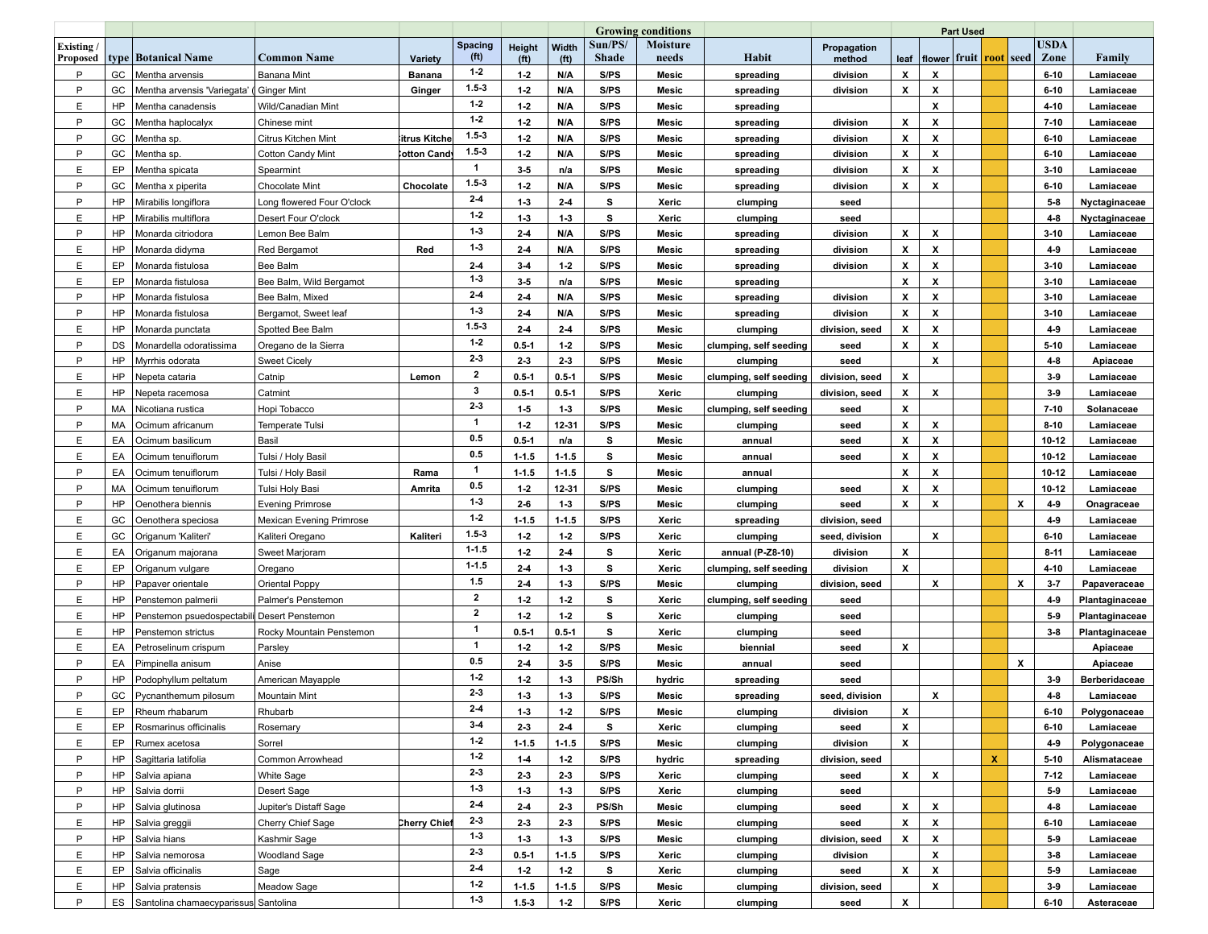| | | | | | | | | Growing conditions | | | | Part Used | | | | | | |
|---|---|---|---|---|---|---|---|---|---|---|---|---|---|---|---|---|---|---|
| Existing / Proposed | type | Botanical Name | Common Name | Variety | Spacing (ft) | Height (ft) | Width (ft) | Sun/PS/ Shade | Moisture needs | Habit | Propagation method | leaf | flower | fruit | root | seed | USDA Zone | Family |
| P | GC | Mentha arvensis | Banana Mint | Banana | 1-2 | 1-2 | N/A | S/PS | Mesic | spreading | division | X | X | | | | 6-10 | Lamiaceae |
| P | GC | Mentha arvensis 'Variegata' ( | Ginger Mint | Ginger | 1.5-3 | 1-2 | N/A | S/PS | Mesic | spreading | division | X | X | | | | 6-10 | Lamiaceae |
| E | HP | Mentha canadensis | Wild/Canadian Mint | | 1-2 | 1-2 | N/A | S/PS | Mesic | spreading | | | X | | | | 4-10 | Lamiaceae |
| P | GC | Mentha haplocalyx | Chinese mint | | 1-2 | 1-2 | N/A | S/PS | Mesic | spreading | division | X | X | | | | 7-10 | Lamiaceae |
| P | GC | Mentha sp. | Citrus Kitchen Mint | itrus Kitche | 1.5-3 | 1-2 | N/A | S/PS | Mesic | spreading | division | X | X | | | | 6-10 | Lamiaceae |
| P | GC | Mentha sp. | Cotton Candy Mint | otton Cand | 1.5-3 | 1-2 | N/A | S/PS | Mesic | spreading | division | X | X | | | | 6-10 | Lamiaceae |
| E | EP | Mentha spicata | Spearmint | | 1 | 3-5 | n/a | S/PS | Mesic | spreading | division | X | X | | | | 3-10 | Lamiaceae |
| P | GC | Mentha x piperita | Chocolate Mint | Chocolate | 1.5-3 | 1-2 | N/A | S/PS | Mesic | spreading | division | X | X | | | | 6-10 | Lamiaceae |
| P | HP | Mirabilis longiflora | Long flowered Four O'clock | | 2-4 | 1-3 | 2-4 | S | Xeric | clumping | seed | | | | | | 5-8 | Nyctaginaceae |
| E | HP | Mirabilis multiflora | Desert Four O'clock | | 1-2 | 1-3 | 1-3 | S | Xeric | clumping | seed | | | | | | 4-8 | Nyctaginaceae |
| P | HP | Monarda citriodora | Lemon Bee Balm | | 1-3 | 2-4 | N/A | S/PS | Mesic | spreading | division | X | X | | | | 3-10 | Lamiaceae |
| E | HP | Monarda didyma | Red Bergamot | Red | 1-3 | 2-4 | N/A | S/PS | Mesic | spreading | division | X | X | | | | 4-9 | Lamiaceae |
| E | EP | Monarda fistulosa | Bee Balm | | 2-4 | 3-4 | 1-2 | S/PS | Mesic | spreading | division | X | X | | | | 3-10 | Lamiaceae |
| E | EP | Monarda fistulosa | Bee Balm, Wild Bergamot | | 1-3 | 3-5 | n/a | S/PS | Mesic | spreading | | X | X | | | | 3-10 | Lamiaceae |
| P | HP | Monarda fistulosa | Bee Balm, Mixed | | 2-4 | 2-4 | N/A | S/PS | Mesic | spreading | division | X | X | | | | 3-10 | Lamiaceae |
| P | HP | Monarda fistulosa | Bergamot, Sweet leaf | | 1-3 | 2-4 | N/A | S/PS | Mesic | spreading | division | X | X | | | | 3-10 | Lamiaceae |
| E | HP | Monarda punctata | Spotted Bee Balm | | 1.5-3 | 2-4 | 2-4 | S/PS | Mesic | clumping | division, seed | X | X | | | | 4-9 | Lamiaceae |
| P | DS | Monardella odoratissima | Oregano de la Sierra | | 1-2 | 0.5-1 | 1-2 | S/PS | Mesic | clumping, self seeding | seed | X | X | | | | 5-10 | Lamiaceae |
| P | HP | Myrrhis odorata | Sweet Cicely | | 2-3 | 2-3 | 2-3 | S/PS | Mesic | clumping | seed | | X | | | | 4-8 | Apiaceae |
| E | HP | Nepeta cataria | Catnip | Lemon | 2 | 0.5-1 | 0.5-1 | S/PS | Mesic | clumping, self seeding | division, seed | X | | | | | 3-9 | Lamiaceae |
| E | HP | Nepeta racemosa | Catmint | | 3 | 0.5-1 | 0.5-1 | S/PS | Xeric | clumping | division, seed | X | X | | | | 3-9 | Lamiaceae |
| P | MA | Nicotiana rustica | Hopi Tobacco | | 2-3 | 1-5 | 1-3 | S/PS | Mesic | clumping, self seeding | seed | X | | | | | 7-10 | Solanaceae |
| P | MA | Ocimum africanum | Temperate Tulsi | | 1 | 1-2 | 12-31 | S/PS | Mesic | clumping | seed | X | X | | | | 8-10 | Lamiaceae |
| E | EA | Ocimum basilicum | Basil | | 0.5 | 0.5-1 | n/a | S | Mesic | annual | seed | X | X | | | | 10-12 | Lamiaceae |
| E | EA | Ocimum tenuiflorum | Tulsi / Holy Basil | | 0.5 | 1-1.5 | 1-1.5 | S | Mesic | annual | seed | X | X | | | | 10-12 | Lamiaceae |
| P | EA | Ocimum tenuiflorum | Tulsi / Holy Basil | Rama | 1 | 1-1.5 | 1-1.5 | S | Mesic | annual | | X | X | | | | 10-12 | Lamiaceae |
| P | MA | Ocimum tenuiflorum | Tulsi Holy Basi | Amrita | 0.5 | 1-2 | 12-31 | S/PS | Mesic | clumping | seed | X | X | | | | 10-12 | Lamiaceae |
| P | HP | Oenothera biennis | Evening Primrose | | 1-3 | 2-6 | 1-3 | S/PS | Mesic | clumping | seed | X | X | | | X | 4-9 | Onagraceae |
| E | GC | Oenothera speciosa | Mexican Evening Primrose | | 1-2 | 1-1.5 | 1-1.5 | S/PS | Xeric | spreading | division, seed | | | | | | 4-9 | Lamiaceae |
| E | GC | Origanum 'Kaliteri' | Kaliteri Oregano | Kaliteri | 1.5-3 | 1-2 | 1-2 | S/PS | Xeric | clumping | seed, division | | X | | | | 6-10 | Lamiaceae |
| E | EA | Origanum majorana | Sweet Marjoram | | 1-1.5 | 1-2 | 2-4 | S | Xeric | annual (P-Z8-10) | division | X | | | | | 8-11 | Lamiaceae |
| E | EP | Origanum vulgare | Oregano | | 1-1.5 | 2-4 | 1-3 | S | Xeric | clumping, self seeding | division | X | | | | | 4-10 | Lamiaceae |
| P | HP | Papaver orientale | Oriental Poppy | | 1.5 | 2-4 | 1-3 | S/PS | Mesic | clumping | division, seed | | X | | | X | 3-7 | Papaveraceae |
| E | HP | Penstemon palmerii | Palmer's Penstemon | | 2 | 1-2 | 1-2 | S | Xeric | clumping, self seeding | seed | | | | | | 4-9 | Plantaginaceae |
| E | HP | Penstemon psuedospectabili | Desert Penstemon | | 2 | 1-2 | 1-2 | S | Xeric | clumping | seed | | | | | | 5-9 | Plantaginaceae |
| E | HP | Penstemon strictus | Rocky Mountain Penstemon | | 1 | 0.5-1 | 0.5-1 | S | Xeric | clumping | seed | | | | | | 3-8 | Plantaginaceae |
| E | EA | Petroselinum crispum | Parsley | | 1 | 1-2 | 1-2 | S/PS | Mesic | biennial | seed | X | | | | | | Apiaceae |
| P | EA | Pimpinella anisum | Anise | | 0.5 | 2-4 | 3-5 | S/PS | Mesic | annual | seed | | | | | X | | Apiaceae |
| P | HP | Podophyllum peltatum | American Mayapple | | 1-2 | 1-2 | 1-3 | PS/Sh | hydric | spreading | seed | | | | | | 3-9 | Berberidaceae |
| P | GC | Pycnanthemum pilosum | Mountain Mint | | 2-3 | 1-3 | 1-3 | S/PS | Mesic | spreading | seed, division | | X | | | | 4-8 | Lamiaceae |
| E | EP | Rheum rhabarum | Rhubarb | | 2-4 | 1-3 | 1-2 | S/PS | Mesic | clumping | division | X | | | | | 6-10 | Polygonaceae |
| E | EP | Rosmarinus officinalis | Rosemary | | 3-4 | 2-3 | 2-4 | S | Xeric | clumping | seed | X | | | | | 6-10 | Lamiaceae |
| E | EP | Rumex acetosa | Sorrel | | 1-2 | 1-1.5 | 1-1.5 | S/PS | Mesic | clumping | division | X | | | | | 4-9 | Polygonaceae |
| P | HP | Sagittaria latifolia | Common Arrowhead | | 1-2 | 1-4 | 1-2 | S/PS | hydric | spreading | division, seed | | | | X | | 5-10 | Alismataceae |
| P | HP | Salvia apiana | White Sage | | 2-3 | 2-3 | 2-3 | S/PS | Xeric | clumping | seed | X | X | | | | 7-12 | Lamiaceae |
| P | HP | Salvia dorrii | Desert Sage | | 1-3 | 1-3 | 1-3 | S/PS | Xeric | clumping | seed | | | | | | 5-9 | Lamiaceae |
| P | HP | Salvia glutinosa | Jupiter's Distaff Sage | | 2-4 | 2-4 | 2-3 | PS/Sh | Mesic | clumping | seed | X | X | | | | 4-8 | Lamiaceae |
| E | HP | Salvia greggii | Cherry Chief Sage | Cherry Chief | 2-3 | 2-3 | 2-3 | S/PS | Mesic | clumping | seed | X | X | | | | 6-10 | Lamiaceae |
| P | HP | Salvia hians | Kashmir Sage | | 1-3 | 1-3 | 1-3 | S/PS | Mesic | clumping | division, seed | X | X | | | | 5-9 | Lamiaceae |
| E | HP | Salvia nemorosa | Woodland Sage | | 2-3 | 0.5-1 | 1-1.5 | S/PS | Xeric | clumping | division | | X | | | | 3-8 | Lamiaceae |
| E | EP | Salvia officinalis | Sage | | 2-4 | 1-2 | 1-2 | S | Xeric | clumping | seed | X | X | | | | 5-9 | Lamiaceae |
| E | HP | Salvia pratensis | Meadow Sage | | 1-2 | 1-1.5 | 1-1.5 | S/PS | Mesic | clumping | division, seed | | X | | | | 3-9 | Lamiaceae |
| P | ES | Santolina chamaecyparissus | Santolina | | 1-3 | 1.5-3 | 1-2 | S/PS | Xeric | clumping | seed | X | | | | | 6-10 | Asteraceae |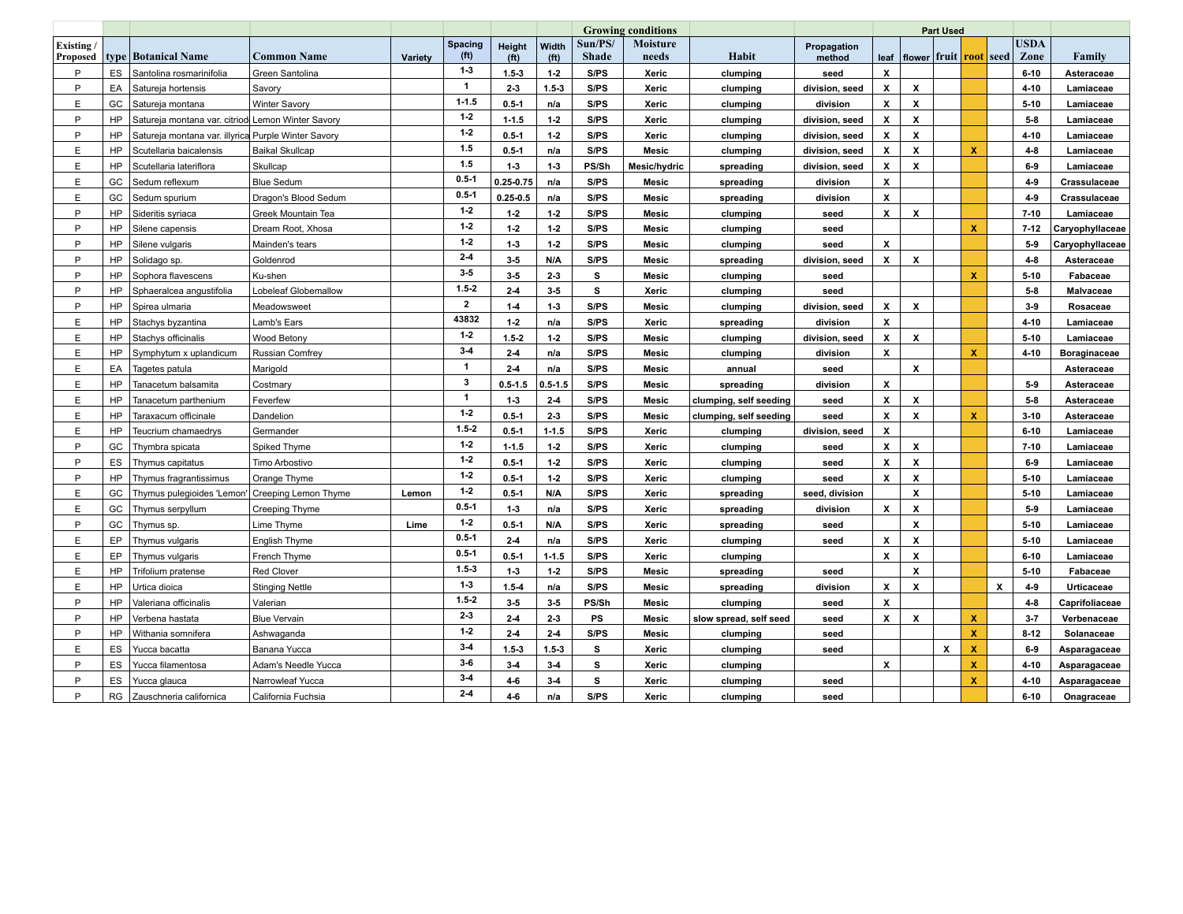| | | | | | | | | Growing conditions | | | | Part Used | | | | | | |
|---|---|---|---|---|---|---|---|---|---|---|---|---|---|---|---|---|---|---|
| Existing / Proposed | type | Botanical Name | Common Name | Variety | Spacing (ft) | Height (ft) | Width (ft) | Sun/PS/ Shade | Moisture needs | Habit | Propagation method | leaf | flower | fruit | root | seed | USDA Zone | Family |
| P | ES | Santolina rosmarinifolia | Green Santolina | | 1-3 | 1.5-3 | 1-2 | S/PS | Xeric | clumping | seed | X | | | | | 6-10 | Asteraceae |
| P | EA | Satureja hortensis | Savory | | 1 | 2-3 | 1.5-3 | S/PS | Xeric | clumping | division, seed | X | X | | | | 4-10 | Lamiaceae |
| E | GC | Satureja montana | Winter Savory | | 1-1.5 | 0.5-1 | n/a | S/PS | Xeric | clumping | division | X | X | | | | 5-10 | Lamiaceae |
| P | HP | Satureja montana var. citriod | Lemon Winter Savory | | 1-2 | 1-1.5 | 1-2 | S/PS | Xeric | clumping | division, seed | X | X | | | | 5-8 | Lamiaceae |
| P | HP | Satureja montana var. illyrica | Purple Winter Savory | | 1-2 | 0.5-1 | 1-2 | S/PS | Xeric | clumping | division, seed | X | X | | | | 4-10 | Lamiaceae |
| E | HP | Scutellaria baicalensis | Baikal Skullcap | | 1.5 | 0.5-1 | n/a | S/PS | Mesic | clumping | division, seed | X | X | | X | | 4-8 | Lamiaceae |
| E | HP | Scutellaria lateriflora | Skullcap | | 1.5 | 1-3 | 1-3 | PS/Sh | Mesic/hydric | spreading | division, seed | X | X | | | | 6-9 | Lamiaceae |
| E | GC | Sedum reflexum | Blue Sedum | | 0.5-1 | 0.25-0.75 | n/a | S/PS | Mesic | spreading | division | X | | | | | 4-9 | Crassulaceae |
| E | GC | Sedum spurium | Dragon's Blood Sedum | | 0.5-1 | 0.25-0.5 | n/a | S/PS | Mesic | spreading | division | X | | | | | 4-9 | Crassulaceae |
| P | HP | Sideritis syriaca | Greek Mountain Tea | | 1-2 | 1-2 | 1-2 | S/PS | Mesic | clumping | seed | X | X | | | | 7-10 | Lamiaceae |
| P | HP | Silene capensis | Dream Root, Xhosa | | 1-2 | 1-2 | 1-2 | S/PS | Mesic | clumping | seed | | | | X | | 7-12 | Caryophyllaceae |
| P | HP | Silene vulgaris | Mainden's tears | | 1-2 | 1-3 | 1-2 | S/PS | Mesic | clumping | seed | X | | | | | 5-9 | Caryophyllaceae |
| P | HP | Solidago sp. | Goldenrod | | 2-4 | 3-5 | N/A | S/PS | Mesic | spreading | division, seed | X | X | | | | 4-8 | Asteraceae |
| P | HP | Sophora flavescens | Ku-shen | | 3-5 | 3-5 | 2-3 | S | Mesic | clumping | seed | | | | X | | 5-10 | Fabaceae |
| P | HP | Sphaeralcea angustifolia | Lobeleaf Globemallow | | 1.5-2 | 2-4 | 3-5 | S | Xeric | clumping | seed | | | | | | 5-8 | Malvaceae |
| P | HP | Spirea ulmaria | Meadowsweet | | 2 | 1-4 | 1-3 | S/PS | Mesic | clumping | division, seed | X | X | | | | 3-9 | Rosaceae |
| E | HP | Stachys byzantina | Lamb's Ears | | 43832 | 1-2 | n/a | S/PS | Xeric | spreading | division | X | | | | | 4-10 | Lamiaceae |
| E | HP | Stachys officinalis | Wood Betony | | 1-2 | 1.5-2 | 1-2 | S/PS | Mesic | clumping | division, seed | X | X | | | | 5-10 | Lamiaceae |
| E | HP | Symphytum x uplandicum | Russian Comfrey | | 3-4 | 2-4 | n/a | S/PS | Mesic | clumping | division | X | | | X | | 4-10 | Boraginaceae |
| E | EA | Tagetes patula | Marigold | | 1 | 2-4 | n/a | S/PS | Mesic | annual | seed | | X | | | | | Asteraceae |
| E | HP | Tanacetum balsamita | Costmary | | 3 | 0.5-1.5 | 0.5-1.5 | S/PS | Mesic | spreading | division | X | | | | | 5-9 | Asteraceae |
| E | HP | Tanacetum parthenium | Feverfew | | 1 | 1-3 | 2-4 | S/PS | Mesic | clumping, self seeding | seed | X | X | | | | 5-8 | Asteraceae |
| E | HP | Taraxacum officinale | Dandelion | | 1-2 | 0.5-1 | 2-3 | S/PS | Mesic | clumping, self seeding | seed | X | X | | X | | 3-10 | Asteraceae |
| E | HP | Teucrium chamaedrys | Germander | | 1.5-2 | 0.5-1 | 1-1.5 | S/PS | Xeric | clumping | division, seed | X | | | | | 6-10 | Lamiaceae |
| P | GC | Thymbra spicata | Spiked Thyme | | 1-2 | 1-1.5 | 1-2 | S/PS | Xeric | clumping | seed | X | X | | | | 7-10 | Lamiaceae |
| P | ES | Thymus capitatus | Timo Arbostivo | | 1-2 | 0.5-1 | 1-2 | S/PS | Xeric | clumping | seed | X | X | | | | 6-9 | Lamiaceae |
| P | HP | Thymus fragrantissimus | Orange Thyme | | 1-2 | 0.5-1 | 1-2 | S/PS | Xeric | clumping | seed | X | X | | | | 5-10 | Lamiaceae |
| E | GC | Thymus pulegioides 'Lemon' | Creeping Lemon Thyme | Lemon | 1-2 | 0.5-1 | N/A | S/PS | Xeric | spreading | seed, division | | X | | | | 5-10 | Lamiaceae |
| E | GC | Thymus serpyllum | Creeping Thyme | | 0.5-1 | 1-3 | n/a | S/PS | Xeric | spreading | division | X | X | | | | 5-9 | Lamiaceae |
| P | GC | Thymus sp. | Lime Thyme | Lime | 1-2 | 0.5-1 | N/A | S/PS | Xeric | spreading | seed | | X | | | | 5-10 | Lamiaceae |
| E | EP | Thymus vulgaris | English Thyme | | 0.5-1 | 2-4 | n/a | S/PS | Xeric | clumping | seed | X | X | | | | 5-10 | Lamiaceae |
| E | EP | Thymus vulgaris | French Thyme | | 0.5-1 | 0.5-1 | 1-1.5 | S/PS | Xeric | clumping | | X | X | | | | 6-10 | Lamiaceae |
| E | HP | Trifolium pratense | Red Clover | | 1.5-3 | 1-3 | 1-2 | S/PS | Mesic | spreading | seed | | X | | | | 5-10 | Fabaceae |
| E | HP | Urtica dioica | Stinging Nettle | | 1-3 | 1.5-4 | n/a | S/PS | Mesic | spreading | division | X | X | | | X | 4-9 | Urticaceae |
| P | HP | Valeriana officinalis | Valerian | | 1.5-2 | 3-5 | 3-5 | PS/Sh | Mesic | clumping | seed | X | | | | | 4-8 | Caprifoliaceae |
| P | HP | Verbena hastata | Blue Vervain | | 2-3 | 2-4 | 2-3 | PS | Mesic | slow spread, self seed | seed | X | X | | X | | 3-7 | Verbenaceae |
| P | HP | Withania somnifera | Ashwaganda | | 1-2 | 2-4 | 2-4 | S/PS | Mesic | clumping | seed | | | | X | | 8-12 | Solanaceae |
| E | ES | Yucca bacatta | Banana Yucca | | 3-4 | 1.5-3 | 1.5-3 | S | Xeric | clumping | seed | | | X | X | | 6-9 | Asparagaceae |
| P | ES | Yucca filamentosa | Adam's Needle Yucca | | 3-6 | 3-4 | 3-4 | S | Xeric | clumping | | X | | | X | | 4-10 | Asparagaceae |
| P | ES | Yucca glauca | Narrowleaf Yucca | | 3-4 | 4-6 | 3-4 | S | Xeric | clumping | seed | | | | X | | 4-10 | Asparagaceae |
| P | RG | Zauschneria californica | California Fuchsia | | 2-4 | 4-6 | n/a | S/PS | Xeric | clumping | seed | | | | | | 6-10 | Onagraceae |